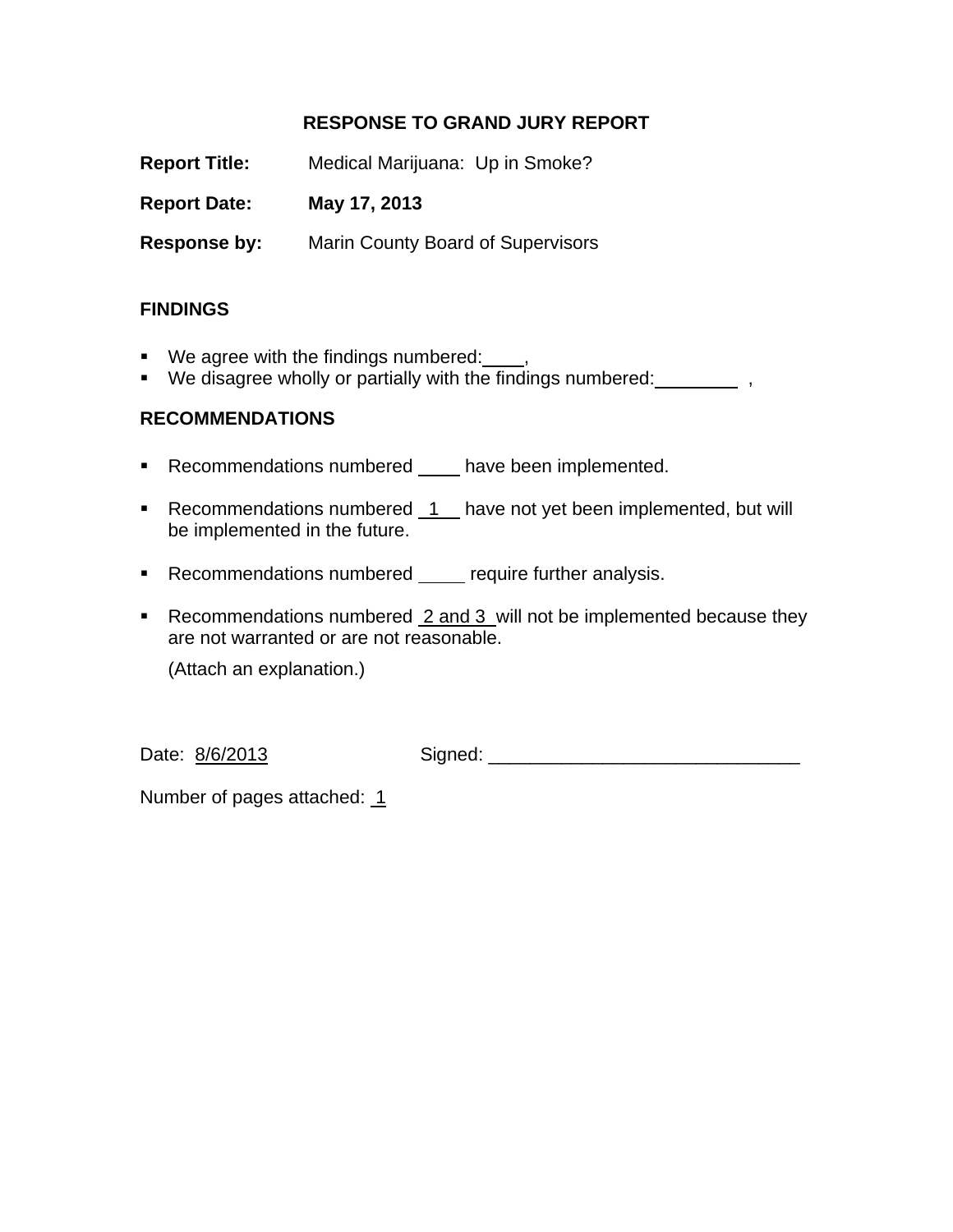## RESPONSE TO GRAND JURY REPORT

**Report Title:** Medical Marijuana: Up in Smoke?

**Report Date:** **May 17, 2013**

**Response by:** Marin County Board of Supervisors

### FINDINGS

- We agree with the findings numbered: ____,
- We disagree wholly or partially with the findings numbered: ________ ,

### RECOMMENDATIONS

- Recommendations numbered ____ have been implemented.
- Recommendations numbered 1 have not yet been implemented, but will be implemented in the future.
- Recommendations numbered ____ require further analysis.
- Recommendations numbered 2 and 3 will not be implemented because they are not warranted or are not reasonable.

  (Attach an explanation.)

Date: 8/6/2013 Signed: ______________________________

Number of pages attached: 1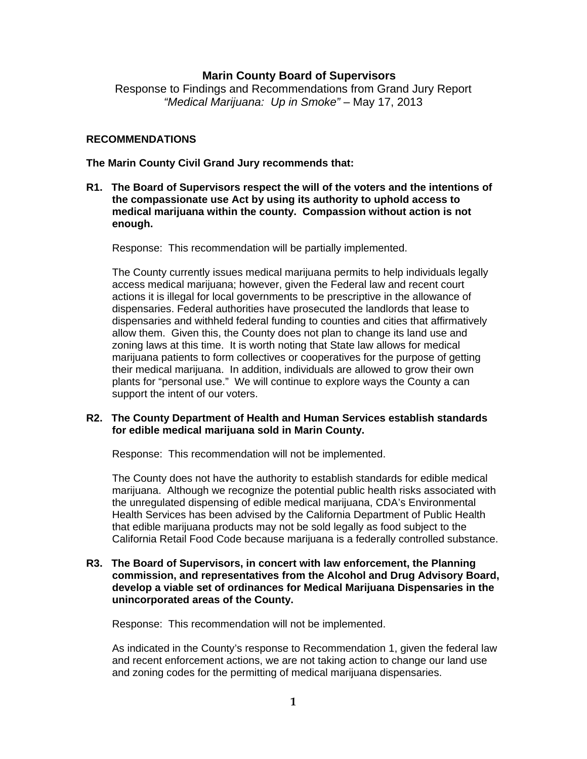**Marin County Board of Supervisors**

Response to Findings and Recommendations from Grand Jury Report *"Medical Marijuana: Up in Smoke"* – May 17, 2013

**RECOMMENDATIONS**

**The Marin County Civil Grand Jury recommends that:**

**R1. The Board of Supervisors respect the will of the voters and the intentions of the compassionate use Act by using its authority to uphold access to medical marijuana within the county. Compassion without action is not enough.**

Response: This recommendation will be partially implemented.

The County currently issues medical marijuana permits to help individuals legally access medical marijuana; however, given the Federal law and recent court actions it is illegal for local governments to be prescriptive in the allowance of dispensaries. Federal authorities have prosecuted the landlords that lease to dispensaries and withheld federal funding to counties and cities that affirmatively allow them. Given this, the County does not plan to change its land use and zoning laws at this time. It is worth noting that State law allows for medical marijuana patients to form collectives or cooperatives for the purpose of getting their medical marijuana. In addition, individuals are allowed to grow their own plants for "personal use." We will continue to explore ways the County a can support the intent of our voters.

**R2. The County Department of Health and Human Services establish standards for edible medical marijuana sold in Marin County.**

Response: This recommendation will not be implemented.

The County does not have the authority to establish standards for edible medical marijuana. Although we recognize the potential public health risks associated with the unregulated dispensing of edible medical marijuana, CDA's Environmental Health Services has been advised by the California Department of Public Health that edible marijuana products may not be sold legally as food subject to the California Retail Food Code because marijuana is a federally controlled substance.

**R3. The Board of Supervisors, in concert with law enforcement, the Planning commission, and representatives from the Alcohol and Drug Advisory Board, develop a viable set of ordinances for Medical Marijuana Dispensaries in the unincorporated areas of the County.**

Response: This recommendation will not be implemented.

As indicated in the County's response to Recommendation 1, given the federal law and recent enforcement actions, we are not taking action to change our land use and zoning codes for the permitting of medical marijuana dispensaries.